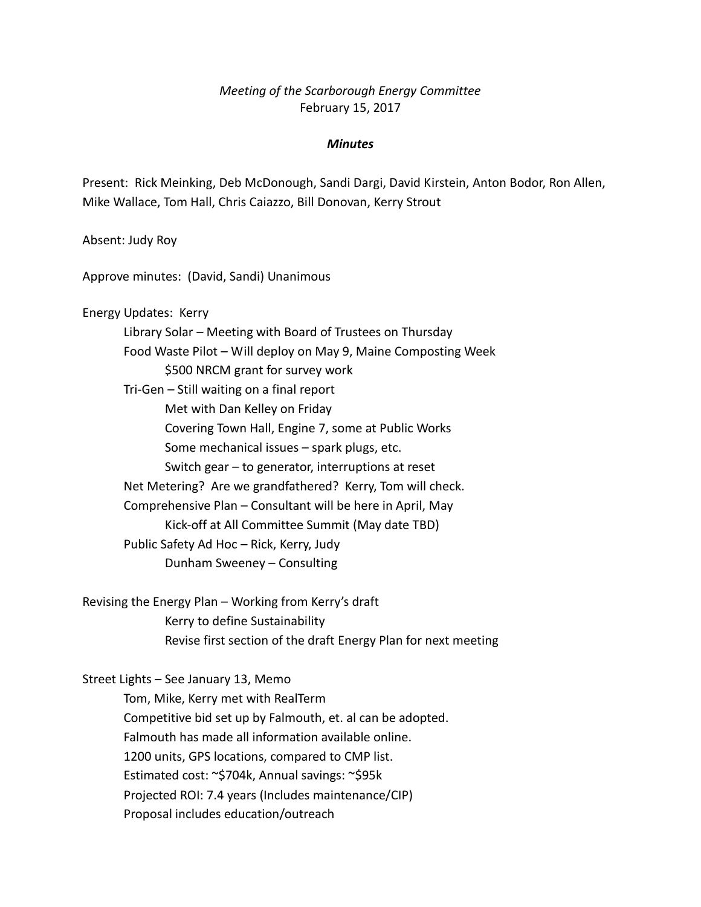*Meeting of the Scarborough Energy Committee*
February 15, 2017

***Minutes***

Present: Rick Meinking, Deb McDonough, Sandi Dargi, David Kirstein, Anton Bodor, Ron Allen, Mike Wallace, Tom Hall, Chris Caiazzo, Bill Donovan, Kerry Strout

Absent: Judy Roy

Approve minutes: (David, Sandi) Unanimous

Energy Updates: Kerry

- Library Solar – Meeting with Board of Trustees on Thursday
- Food Waste Pilot – Will deploy on May 9, Maine Composting Week
  - $500 NRCM grant for survey work
- Tri-Gen – Still waiting on a final report
  - Met with Dan Kelley on Friday
  - Covering Town Hall, Engine 7, some at Public Works
  - Some mechanical issues – spark plugs, etc.
  - Switch gear – to generator, interruptions at reset
- Net Metering? Are we grandfathered? Kerry, Tom will check.
- Comprehensive Plan – Consultant will be here in April, May
  - Kick-off at All Committee Summit (May date TBD)
- Public Safety Ad Hoc – Rick, Kerry, Judy
  - Dunham Sweeney – Consulting

Revising the Energy Plan – Working from Kerry's draft

- Kerry to define Sustainability
- Revise first section of the draft Energy Plan for next meeting

Street Lights – See January 13, Memo

- Tom, Mike, Kerry met with RealTerm
- Competitive bid set up by Falmouth, et. al can be adopted.
- Falmouth has made all information available online.
- 1200 units, GPS locations, compared to CMP list.
- Estimated cost: ~$704k, Annual savings: ~$95k
- Projected ROI: 7.4 years (Includes maintenance/CIP)
- Proposal includes education/outreach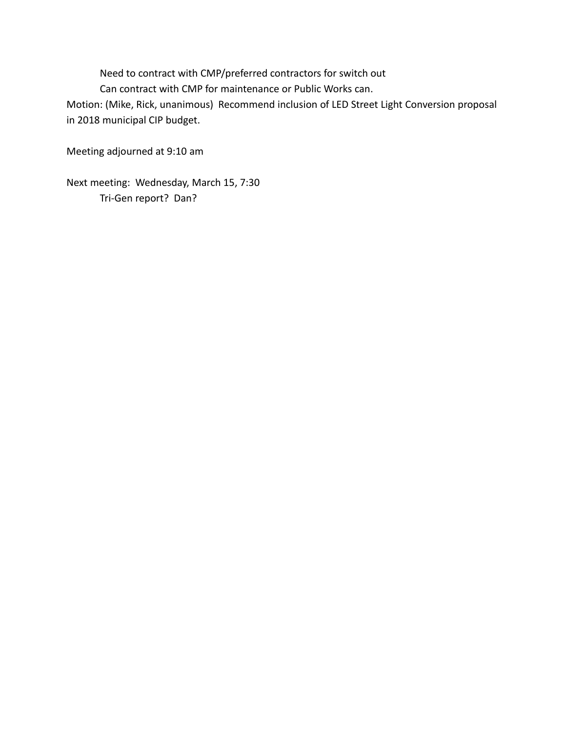Need to contract with CMP/preferred contractors for switch out

Can contract with CMP for maintenance or Public Works can.

Motion: (Mike, Rick, unanimous) Recommend inclusion of LED Street Light Conversion proposal in 2018 municipal CIP budget.

Meeting adjourned at 9:10 am

Next meeting: Wednesday, March 15, 7:30

Tri-Gen report? Dan?